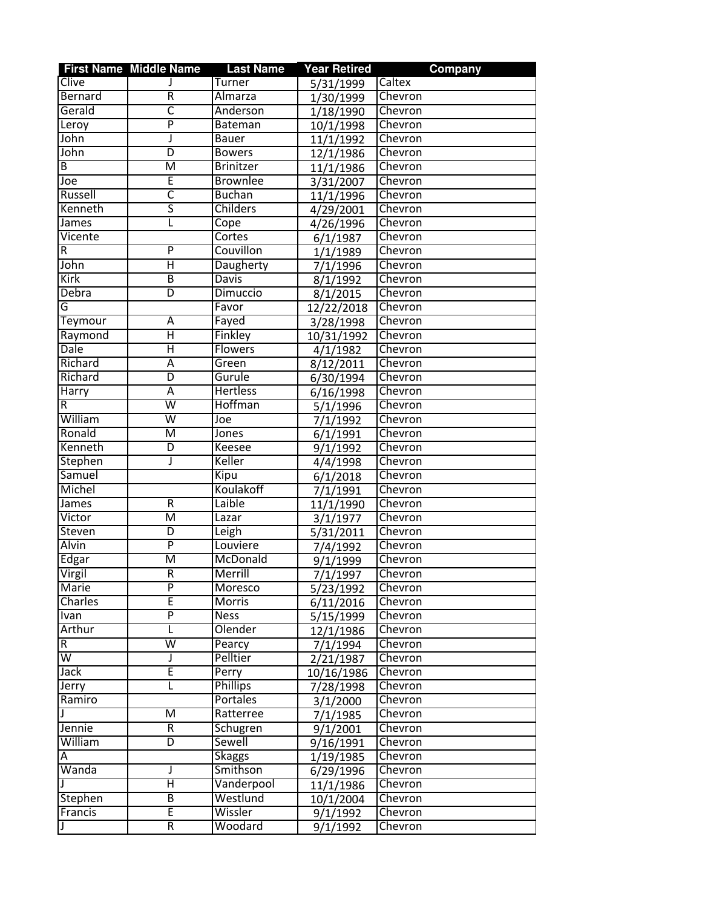| First Name | Middle Name | Last Name | Year Retired | Company |
|---|---|---|---|---|
| Clive | J | Turner | 5/31/1999 | Caltex |
| Bernard | R | Almarza | 1/30/1999 | Chevron |
| Gerald | C | Anderson | 1/18/1990 | Chevron |
| Leroy | P | Bateman | 10/1/1998 | Chevron |
| John | J | Bauer | 11/1/1992 | Chevron |
| John | D | Bowers | 12/1/1986 | Chevron |
| B | M | Brinitzer | 11/1/1986 | Chevron |
| Joe | E | Brownlee | 3/31/2007 | Chevron |
| Russell | C | Buchan | 11/1/1996 | Chevron |
| Kenneth | S | Childers | 4/29/2001 | Chevron |
| James | L | Cope | 4/26/1996 | Chevron |
| Vicente | | Cortes | 6/1/1987 | Chevron |
| R | P | Couvillon | 1/1/1989 | Chevron |
| John | H | Daugherty | 7/1/1996 | Chevron |
| Kirk | B | Davis | 8/1/1992 | Chevron |
| Debra | D | Dimuccio | 8/1/2015 | Chevron |
| G | | Favor | 12/22/2018 | Chevron |
| Teymour | A | Fayed | 3/28/1998 | Chevron |
| Raymond | H | Finkley | 10/31/1992 | Chevron |
| Dale | H | Flowers | 4/1/1982 | Chevron |
| Richard | A | Green | 8/12/2011 | Chevron |
| Richard | D | Gurule | 6/30/1994 | Chevron |
| Harry | A | Hertless | 6/16/1998 | Chevron |
| R | W | Hoffman | 5/1/1996 | Chevron |
| William | W | Joe | 7/1/1992 | Chevron |
| Ronald | M | Jones | 6/1/1991 | Chevron |
| Kenneth | D | Keesee | 9/1/1992 | Chevron |
| Stephen | J | Keller | 4/4/1998 | Chevron |
| Samuel | | Kipu | 6/1/2018 | Chevron |
| Michel | | Koulakoff | 7/1/1991 | Chevron |
| James | R | Laible | 11/1/1990 | Chevron |
| Victor | M | Lazar | 3/1/1977 | Chevron |
| Steven | D | Leigh | 5/31/2011 | Chevron |
| Alvin | P | Louviere | 7/4/1992 | Chevron |
| Edgar | M | McDonald | 9/1/1999 | Chevron |
| Virgil | R | Merrill | 7/1/1997 | Chevron |
| Marie | P | Moresco | 5/23/1992 | Chevron |
| Charles | E | Morris | 6/11/2016 | Chevron |
| Ivan | P | Ness | 5/15/1999 | Chevron |
| Arthur | L | Olender | 12/1/1986 | Chevron |
| R | W | Pearcy | 7/1/1994 | Chevron |
| W | J | Pelltier | 2/21/1987 | Chevron |
| Jack | E | Perry | 10/16/1986 | Chevron |
| Jerry | L | Phillips | 7/28/1998 | Chevron |
| Ramiro | | Portales | 3/1/2000 | Chevron |
| J | M | Ratterree | 7/1/1985 | Chevron |
| Jennie | R | Schugren | 9/1/2001 | Chevron |
| William | D | Sewell | 9/16/1991 | Chevron |
| A | | Skaggs | 1/19/1985 | Chevron |
| Wanda | J | Smithson | 6/29/1996 | Chevron |
| J | H | Vanderpool | 11/1/1986 | Chevron |
| Stephen | B | Westlund | 10/1/2004 | Chevron |
| Francis | E | Wissler | 9/1/1992 | Chevron |
| J | R | Woodard | 9/1/1992 | Chevron |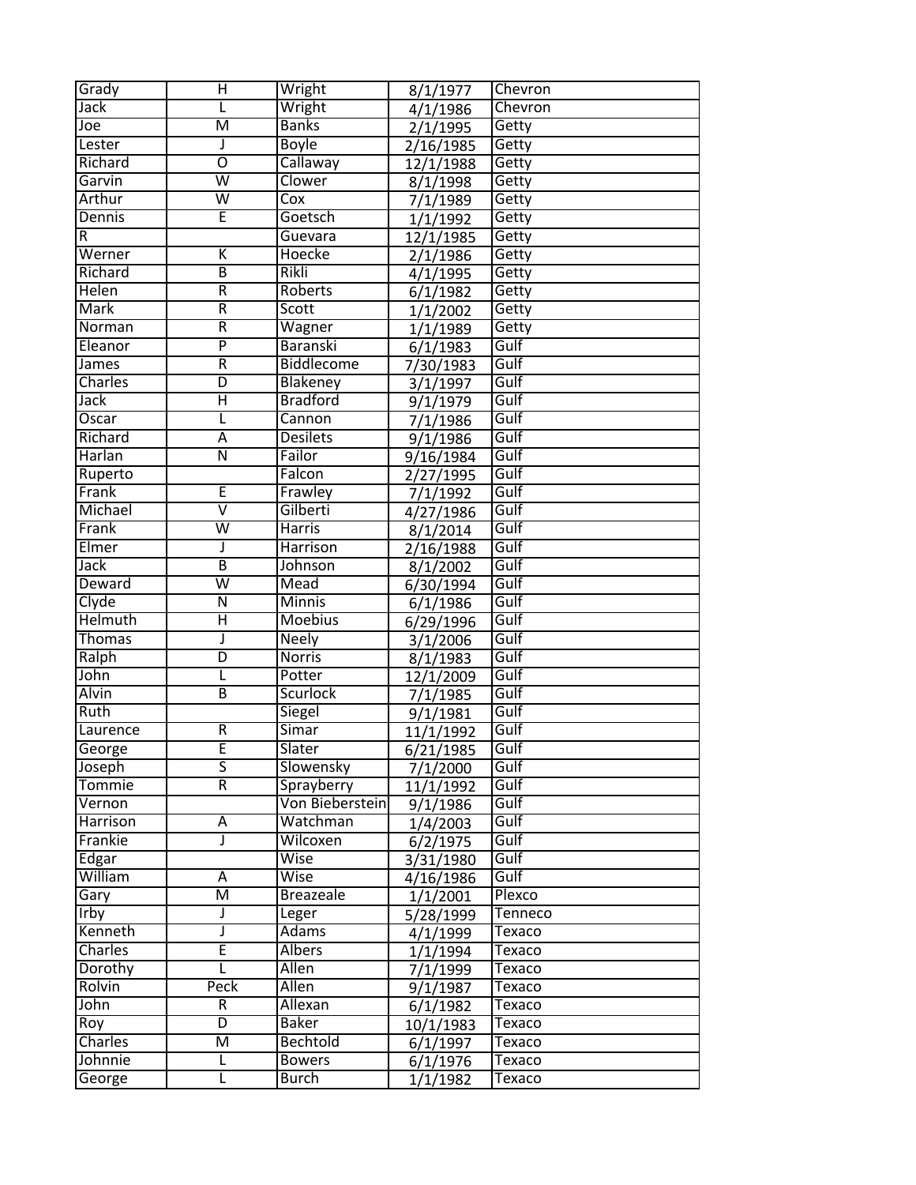| | | | | |
|---|---|---|---|---|
| Grady | H | Wright | 8/1/1977 | Chevron |
| Jack | L | Wright | 4/1/1986 | Chevron |
| Joe | M | Banks | 2/1/1995 | Getty |
| Lester | J | Boyle | 2/16/1985 | Getty |
| Richard | O | Callaway | 12/1/1988 | Getty |
| Garvin | W | Clower | 8/1/1998 | Getty |
| Arthur | W | Cox | 7/1/1989 | Getty |
| Dennis | E | Goetsch | 1/1/1992 | Getty |
| R | | Guevara | 12/1/1985 | Getty |
| Werner | K | Hoecke | 2/1/1986 | Getty |
| Richard | B | Rikli | 4/1/1995 | Getty |
| Helen | R | Roberts | 6/1/1982 | Getty |
| Mark | R | Scott | 1/1/2002 | Getty |
| Norman | R | Wagner | 1/1/1989 | Getty |
| Eleanor | P | Baranski | 6/1/1983 | Gulf |
| James | R | Biddlecome | 7/30/1983 | Gulf |
| Charles | D | Blakeney | 3/1/1997 | Gulf |
| Jack | H | Bradford | 9/1/1979 | Gulf |
| Oscar | L | Cannon | 7/1/1986 | Gulf |
| Richard | A | Desilets | 9/1/1986 | Gulf |
| Harlan | N | Failor | 9/16/1984 | Gulf |
| Ruperto | | Falcon | 2/27/1995 | Gulf |
| Frank | E | Frawley | 7/1/1992 | Gulf |
| Michael | V | Gilberti | 4/27/1986 | Gulf |
| Frank | W | Harris | 8/1/2014 | Gulf |
| Elmer | J | Harrison | 2/16/1988 | Gulf |
| Jack | B | Johnson | 8/1/2002 | Gulf |
| Deward | W | Mead | 6/30/1994 | Gulf |
| Clyde | N | Minnis | 6/1/1986 | Gulf |
| Helmuth | H | Moebius | 6/29/1996 | Gulf |
| Thomas | J | Neely | 3/1/2006 | Gulf |
| Ralph | D | Norris | 8/1/1983 | Gulf |
| John | L | Potter | 12/1/2009 | Gulf |
| Alvin | B | Scurlock | 7/1/1985 | Gulf |
| Ruth | | Siegel | 9/1/1981 | Gulf |
| Laurence | R | Simar | 11/1/1992 | Gulf |
| George | E | Slater | 6/21/1985 | Gulf |
| Joseph | S | Slowensky | 7/1/2000 | Gulf |
| Tommie | R | Sprayberry | 11/1/1992 | Gulf |
| Vernon | | Von Bieberstein | 9/1/1986 | Gulf |
| Harrison | A | Watchman | 1/4/2003 | Gulf |
| Frankie | J | Wilcoxen | 6/2/1975 | Gulf |
| Edgar | | Wise | 3/31/1980 | Gulf |
| William | A | Wise | 4/16/1986 | Gulf |
| Gary | M | Breazeale | 1/1/2001 | Plexco |
| Irby | J | Leger | 5/28/1999 | Tenneco |
| Kenneth | J | Adams | 4/1/1999 | Texaco |
| Charles | E | Albers | 1/1/1994 | Texaco |
| Dorothy | L | Allen | 7/1/1999 | Texaco |
| Rolvin | Peck | Allen | 9/1/1987 | Texaco |
| John | R | Allexan | 6/1/1982 | Texaco |
| Roy | D | Baker | 10/1/1983 | Texaco |
| Charles | M | Bechtold | 6/1/1997 | Texaco |
| Johnnie | L | Bowers | 6/1/1976 | Texaco |
| George | L | Burch | 1/1/1982 | Texaco |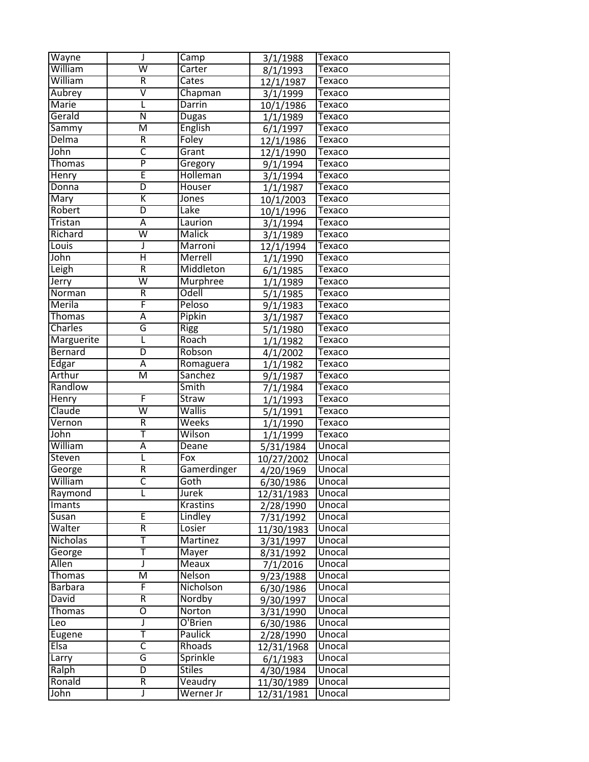| | | | | |
|---|---|---|---|---|
| Wayne | J | Camp | 3/1/1988 | Texaco |
| William | W | Carter | 8/1/1993 | Texaco |
| William | R | Cates | 12/1/1987 | Texaco |
| Aubrey | V | Chapman | 3/1/1999 | Texaco |
| Marie | L | Darrin | 10/1/1986 | Texaco |
| Gerald | N | Dugas | 1/1/1989 | Texaco |
| Sammy | M | English | 6/1/1997 | Texaco |
| Delma | R | Foley | 12/1/1986 | Texaco |
| John | C | Grant | 12/1/1990 | Texaco |
| Thomas | P | Gregory | 9/1/1994 | Texaco |
| Henry | E | Holleman | 3/1/1994 | Texaco |
| Donna | D | Houser | 1/1/1987 | Texaco |
| Mary | K | Jones | 10/1/2003 | Texaco |
| Robert | D | Lake | 10/1/1996 | Texaco |
| Tristan | A | Laurion | 3/1/1994 | Texaco |
| Richard | W | Malick | 3/1/1989 | Texaco |
| Louis | J | Marroni | 12/1/1994 | Texaco |
| John | H | Merrell | 1/1/1990 | Texaco |
| Leigh | R | Middleton | 6/1/1985 | Texaco |
| Jerry | W | Murphree | 1/1/1989 | Texaco |
| Norman | R | Odell | 5/1/1985 | Texaco |
| Merila | F | Peloso | 9/1/1983 | Texaco |
| Thomas | A | Pipkin | 3/1/1987 | Texaco |
| Charles | G | Rigg | 5/1/1980 | Texaco |
| Marguerite | L | Roach | 1/1/1982 | Texaco |
| Bernard | D | Robson | 4/1/2002 | Texaco |
| Edgar | A | Romaguera | 1/1/1982 | Texaco |
| Arthur | M | Sanchez | 9/1/1987 | Texaco |
| Randlow | | Smith | 7/1/1984 | Texaco |
| Henry | F | Straw | 1/1/1993 | Texaco |
| Claude | W | Wallis | 5/1/1991 | Texaco |
| Vernon | R | Weeks | 1/1/1990 | Texaco |
| John | T | Wilson | 1/1/1999 | Texaco |
| William | A | Deane | 5/31/1984 | Unocal |
| Steven | L | Fox | 10/27/2002 | Unocal |
| George | R | Gamerdinger | 4/20/1969 | Unocal |
| William | C | Goth | 6/30/1986 | Unocal |
| Raymond | L | Jurek | 12/31/1983 | Unocal |
| Imants | | Krastins | 2/28/1990 | Unocal |
| Susan | E | Lindley | 7/31/1992 | Unocal |
| Walter | R | Losier | 11/30/1983 | Unocal |
| Nicholas | T | Martinez | 3/31/1997 | Unocal |
| George | T | Mayer | 8/31/1992 | Unocal |
| Allen | J | Meaux | 7/1/2016 | Unocal |
| Thomas | M | Nelson | 9/23/1988 | Unocal |
| Barbara | F | Nicholson | 6/30/1986 | Unocal |
| David | R | Nordby | 9/30/1997 | Unocal |
| Thomas | O | Norton | 3/31/1990 | Unocal |
| Leo | J | O'Brien | 6/30/1986 | Unocal |
| Eugene | T | Paulick | 2/28/1990 | Unocal |
| Elsa | C | Rhoads | 12/31/1968 | Unocal |
| Larry | G | Sprinkle | 6/1/1983 | Unocal |
| Ralph | D | Stiles | 4/30/1984 | Unocal |
| Ronald | R | Veaudry | 11/30/1989 | Unocal |
| John | J | Werner Jr | 12/31/1981 | Unocal |